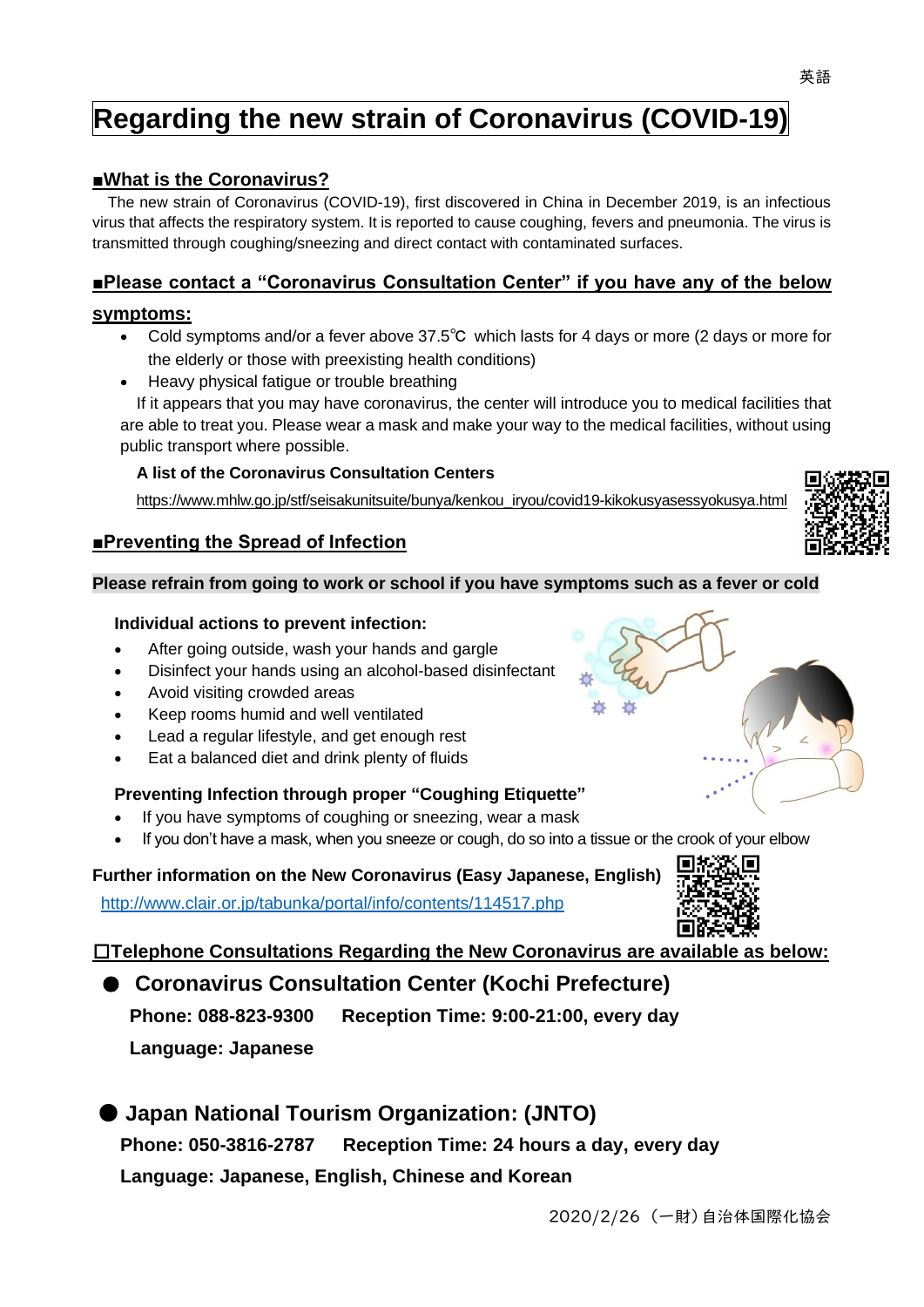英語

# Regarding the new strain of Coronavirus (COVID-19)

## ■What is the Coronavirus?

The new strain of Coronavirus (COVID-19), first discovered in China in December 2019, is an infectious virus that affects the respiratory system. It is reported to cause coughing, fevers and pneumonia. The virus is transmitted through coughing/sneezing and direct contact with contaminated surfaces.

## ■Please contact a "Coronavirus Consultation Center" if you have any of the below symptoms:

- Cold symptoms and/or a fever above 37.5℃ which lasts for 4 days or more (2 days or more for the elderly or those with preexisting health conditions)
- Heavy physical fatigue or trouble breathing

If it appears that you may have coronavirus, the center will introduce you to medical facilities that are able to treat you. Please wear a mask and make your way to the medical facilities, without using public transport where possible.

**A list of the Coronavirus Consultation Centers**

https://www.mhlw.go.jp/stf/seisakunitsuite/bunya/kenkou_iryou/covid19-kikokusyasessyokusya.html

## ■Preventing the Spread of Infection

**Please refrain from going to work or school if you have symptoms such as a fever or cold**

**Individual actions to prevent infection:**

- After going outside, wash your hands and gargle
- Disinfect your hands using an alcohol-based disinfectant
- Avoid visiting crowded areas
- Keep rooms humid and well ventilated
- Lead a regular lifestyle, and get enough rest
- Eat a balanced diet and drink plenty of fluids

**Preventing Infection through proper "Coughing Etiquette"**

- If you have symptoms of coughing or sneezing, wear a mask
- If you don't have a mask, when you sneeze or cough, do so into a tissue or the crook of your elbow

**Further information on the New Coronavirus (Easy Japanese, English)**

http://www.clair.or.jp/tabunka/portal/info/contents/114517.php

## □Telephone Consultations Regarding the New Coronavirus are available as below:

### ● Coronavirus Consultation Center (Kochi Prefecture)

**Phone: 088-823-9300　Reception Time: 9:00-21:00, every day**

**Language: Japanese**

### ● Japan National Tourism Organization: (JNTO)

**Phone: 050-3816-2787　Reception Time: 24 hours a day, every day**

**Language: Japanese, English, Chinese and Korean**

2020/2/26（一財）自治体国際化協会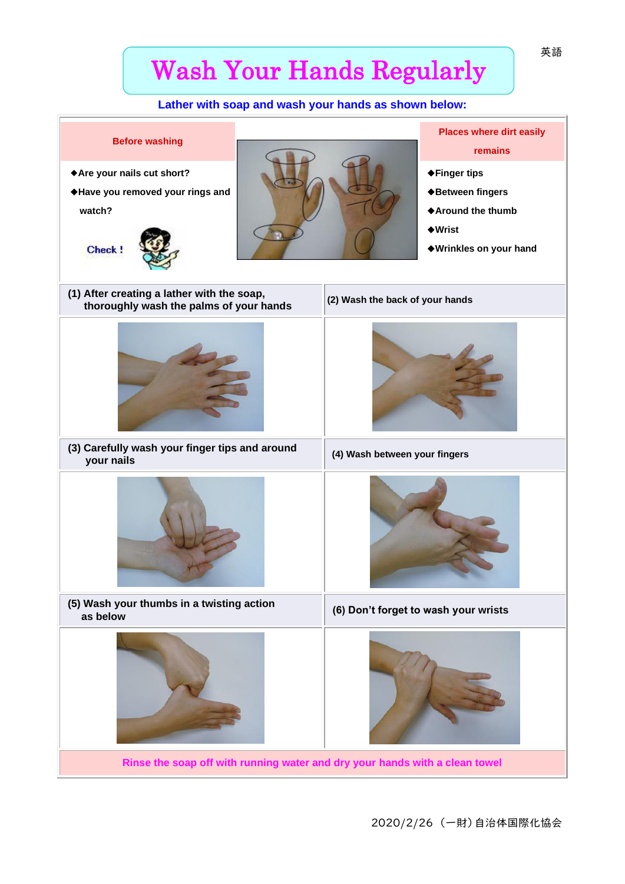英語

# Wash Your Hands Regularly

**Lather with soap and wash your hands as shown below:**

| Before washing | | Places where dirt easily remains |
|---|---|---|
| ◆Are your nails cut short?<br>◆Have you removed your rings and watch?<br>Check ! | | ◆Finger tips<br>◆Between fingers<br>◆Around the thumb<br>◆Wrist<br>◆Wrinkles on your hand |

**(1) After creating a lather with the soap, thoroughly wash the palms of your hands**

**(2) Wash the back of your hands**

**(3) Carefully wash your finger tips and around your nails**

**(4) Wash between your fingers**

**(5) Wash your thumbs in a twisting action as below**

**(6) Don't forget to wash your wrists**

**Rinse the soap off with running water and dry your hands with a clean towel**

2020/2/26 （一財）自治体国際化協会